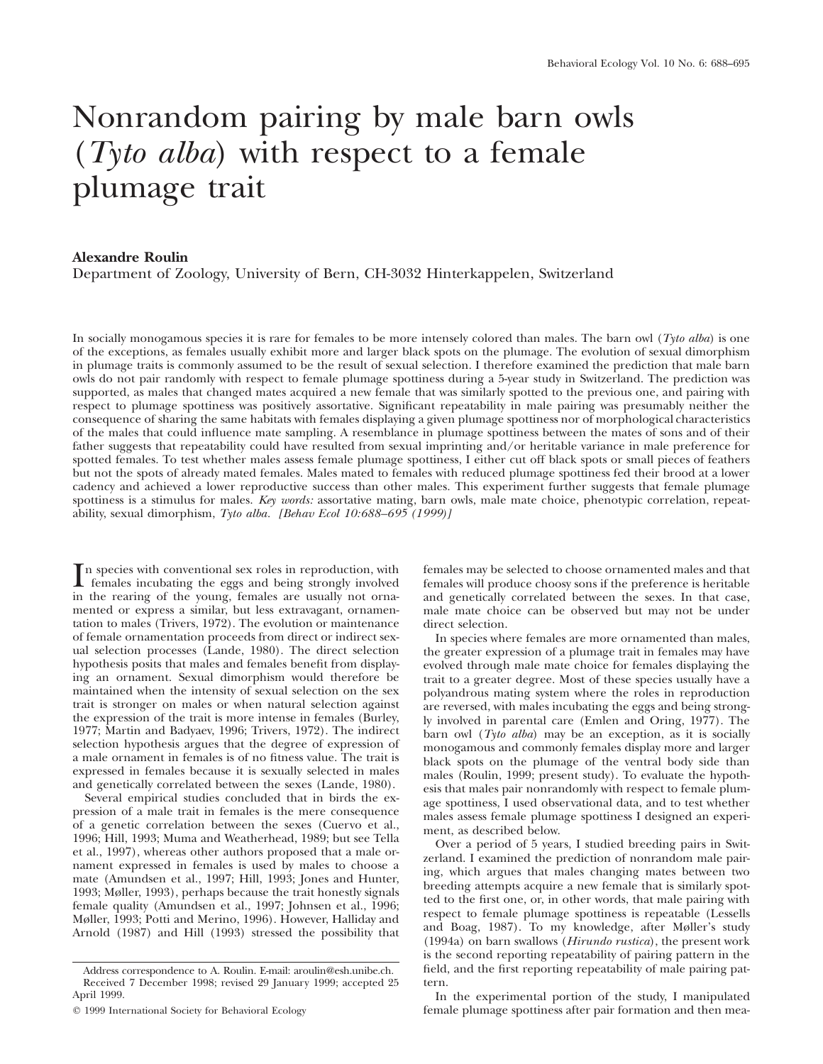# Nonrandom pairing by male barn owls (*Tyto alba*) with respect to a female plumage trait

**Alexandre Roulin**

Department of Zoology, University of Bern, CH-3032 Hinterkappelen, Switzerland

In socially monogamous species it is rare for females to be more intensely colored than males. The barn owl (*Tyto alba*) is one of the exceptions, as females usually exhibit more and larger black spots on the plumage. The evolution of sexual dimorphism in plumage traits is commonly assumed to be the result of sexual selection. I therefore examined the prediction that male barn owls do not pair randomly with respect to female plumage spottiness during a 5-year study in Switzerland. The prediction was supported, as males that changed mates acquired a new female that was similarly spotted to the previous one, and pairing with respect to plumage spottiness was positively assortative. Significant repeatability in male pairing was presumably neither the consequence of sharing the same habitats with females displaying a given plumage spottiness nor of morphological characteristics of the males that could influence mate sampling. A resemblance in plumage spottiness between the mates of sons and of their father suggests that repeatability could have resulted from sexual imprinting and/or heritable variance in male preference for spotted females. To test whether males assess female plumage spottiness, I either cut off black spots or small pieces of feathers but not the spots of already mated females. Males mated to females with reduced plumage spottiness fed their brood at a lower cadency and achieved a lower reproductive success than other males. This experiment further suggests that female plumage spottiness is a stimulus for males. *Key words:* assortative mating, barn owls, male mate choice, phenotypic correlation, repeatability, sexual dimorphism, *Tyto alba*. *[Behav Ecol 10:688–695 (1999)]*

In species with conventional sex roles in reproduction, with females incubating the eggs and being strongly involved in the rearing of the young, females are usually not ornamented or express a similar, but less extravagant, ornamentation to males (Trivers, 1972). The evolution or maintenance of female ornamentation proceeds from direct or indirect sexual selection processes (Lande, 1980). The direct selection hypothesis posits that males and females benefit from displaying an ornament. Sexual dimorphism would therefore be maintained when the intensity of sexual selection on the sex trait is stronger on males or when natural selection against the expression of the trait is more intense in females (Burley, 1977; Martin and Badyaev, 1996; Trivers, 1972). The indirect selection hypothesis argues that the degree of expression of a male ornament in females is of no fitness value. The trait is expressed in females because it is sexually selected in males and genetically correlated between the sexes (Lande, 1980).

Several empirical studies concluded that in birds the expression of a male trait in females is the mere consequence of a genetic correlation between the sexes (Cuervo et al., 1996; Hill, 1993; Muma and Weatherhead, 1989; but see Tella et al., 1997), whereas other authors proposed that a male ornament expressed in females is used by males to choose a mate (Amundsen et al., 1997; Hill, 1993; Jones and Hunter, 1993; Møller, 1993), perhaps because the trait honestly signals female quality (Amundsen et al., 1997; Johnsen et al., 1996; Møller, 1993; Potti and Merino, 1996). However, Halliday and Arnold (1987) and Hill (1993) stressed the possibility that females may be selected to choose ornamented males and that females will produce choosy sons if the preference is heritable and genetically correlated between the sexes. In that case, male mate choice can be observed but may not be under direct selection.

In species where females are more ornamented than males, the greater expression of a plumage trait in females may have evolved through male mate choice for females displaying the trait to a greater degree. Most of these species usually have a polyandrous mating system where the roles in reproduction are reversed, with males incubating the eggs and being strongly involved in parental care (Emlen and Oring, 1977). The barn owl (*Tyto alba*) may be an exception, as it is socially monogamous and commonly females display more and larger black spots on the plumage of the ventral body side than males (Roulin, 1999; present study). To evaluate the hypothesis that males pair nonrandomly with respect to female plumage spottiness, I used observational data, and to test whether males assess female plumage spottiness I designed an experiment, as described below.

Over a period of 5 years, I studied breeding pairs in Switzerland. I examined the prediction of nonrandom male pairing, which argues that males changing mates between two breeding attempts acquire a new female that is similarly spotted to the first one, or, in other words, that male pairing with respect to female plumage spottiness is repeatable (Lessells and Boag, 1987). To my knowledge, after Møller's study (1994a) on barn swallows (*Hirundo rustica*), the present work is the second reporting repeatability of pairing pattern in the field, and the first reporting repeatability of male pairing pattern.

In the experimental portion of the study, I manipulated female plumage spottiness after pair formation and then mea-

Address correspondence to A. Roulin. E-mail: aroulin@esh.unibe.ch.

Received 7 December 1998; revised 29 January 1999; accepted 25 April 1999.

© 1999 International Society for Behavioral Ecology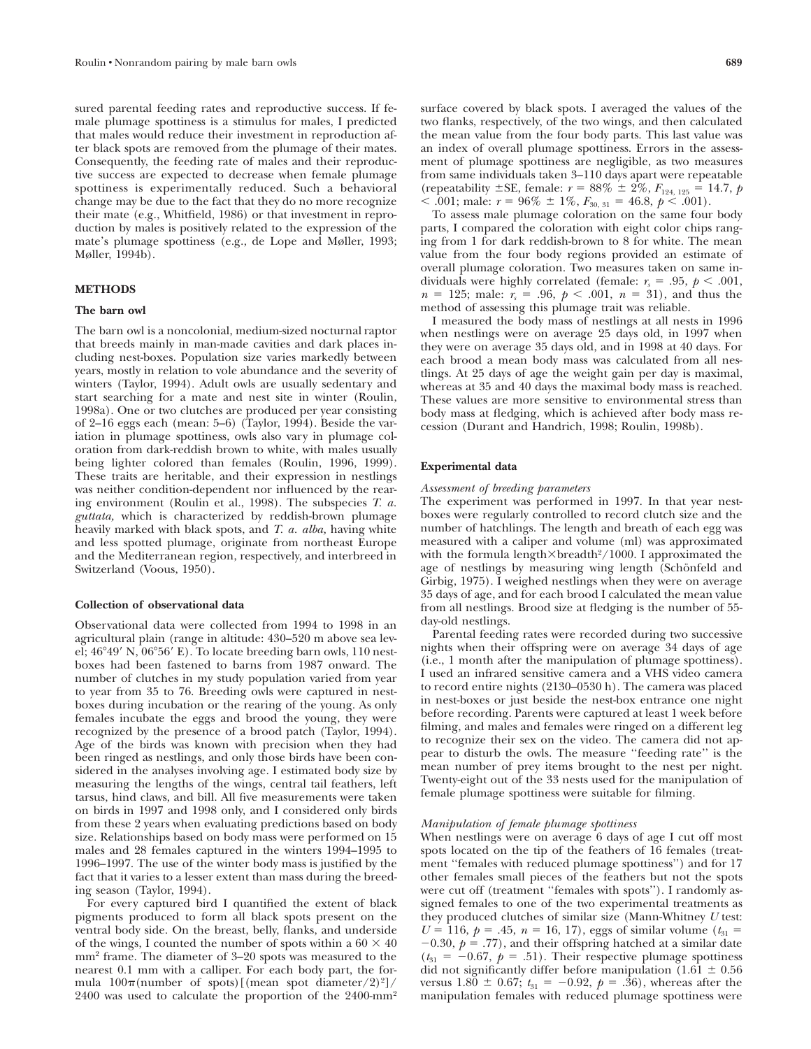sured parental feeding rates and reproductive success. If female plumage spottiness is a stimulus for males, I predicted that males would reduce their investment in reproduction after black spots are removed from the plumage of their mates. Consequently, the feeding rate of males and their reproductive success are expected to decrease when female plumage spottiness is experimentally reduced. Such a behavioral change may be due to the fact that they do no more recognize their mate (e.g., Whitfield, 1986) or that investment in reproduction by males is positively related to the expression of the mate's plumage spottiness (e.g., de Lope and Møller, 1993; Møller, 1994b).

## METHODS

### The barn owl

The barn owl is a noncolonial, medium-sized nocturnal raptor that breeds mainly in man-made cavities and dark places including nest-boxes. Population size varies markedly between years, mostly in relation to vole abundance and the severity of winters (Taylor, 1994). Adult owls are usually sedentary and start searching for a mate and nest site in winter (Roulin, 1998a). One or two clutches are produced per year consisting of 2–16 eggs each (mean: 5–6) (Taylor, 1994). Beside the variation in plumage spottiness, owls also vary in plumage coloration from dark-reddish brown to white, with males usually being lighter colored than females (Roulin, 1996, 1999). These traits are heritable, and their expression in nestlings was neither condition-dependent nor influenced by the rearing environment (Roulin et al., 1998). The subspecies *T. a. guttata,* which is characterized by reddish-brown plumage heavily marked with black spots, and *T. a. alba,* having white and less spotted plumage, originate from northeast Europe and the Mediterranean region, respectively, and interbreed in Switzerland (Voous, 1950).

### Collection of observational data

Observational data were collected from 1994 to 1998 in an agricultural plain (range in altitude: 430–520 m above sea level; 46°49′ N, 06°56′ E). To locate breeding barn owls, 110 nest-boxes had been fastened to barns from 1987 onward. The number of clutches in my study population varied from year to year from 35 to 76. Breeding owls were captured in nest-boxes during incubation or the rearing of the young. As only females incubate the eggs and brood the young, they were recognized by the presence of a brood patch (Taylor, 1994). Age of the birds was known with precision when they had been ringed as nestlings, and only those birds have been considered in the analyses involving age. I estimated body size by measuring the lengths of the wings, central tail feathers, left tarsus, hind claws, and bill. All five measurements were taken on birds in 1997 and 1998 only, and I considered only birds from these 2 years when evaluating predictions based on body size. Relationships based on body mass were performed on 15 males and 28 females captured in the winters 1994–1995 to 1996–1997. The use of the winter body mass is justified by the fact that it varies to a lesser extent than mass during the breeding season (Taylor, 1994).

For every captured bird I quantified the extent of black pigments produced to form all black spots present on the ventral body side. On the breast, belly, flanks, and underside of the wings, I counted the number of spots within a $60 \times 40$ mm$^2$ frame. The diameter of 3–20 spots was measured to the nearest 0.1 mm with a calliper. For each body part, the formula $100\pi(\text{number of spots})[(\text{mean spot diameter}/2)^2]/2400$ was used to calculate the proportion of the 2400-mm$^2$ surface covered by black spots. I averaged the values of the two flanks, respectively, of the two wings, and then calculated the mean value from the four body parts. This last value was an index of overall plumage spottiness. Errors in the assessment of plumage spottiness are negligible, as two measures from same individuals taken 3–110 days apart were repeatable (repeatability ±SE, female: $r = 88\% \pm 2\%$, $F_{124,\,125} = 14.7$, $p < .001$; male: $r = 96\% \pm 1\%$, $F_{30,\,31} = 46.8$, $p < .001$).

To assess male plumage coloration on the same four body parts, I compared the coloration with eight color chips ranging from 1 for dark reddish-brown to 8 for white. The mean value from the four body regions provided an estimate of overall plumage coloration. Two measures taken on same individuals were highly correlated (female: $r_s = .95$, $p < .001$, $n = 125$; male: $r_s = .96$, $p < .001$, $n = 31$), and thus the method of assessing this plumage trait was reliable.

I measured the body mass of nestlings at all nests in 1996 when nestlings were on average 25 days old, in 1997 when they were on average 35 days old, and in 1998 at 40 days. For each brood a mean body mass was calculated from all nestlings. At 25 days of age the weight gain per day is maximal, whereas at 35 and 40 days the maximal body mass is reached. These values are more sensitive to environmental stress than body mass at fledging, which is achieved after body mass recession (Durant and Handrich, 1998; Roulin, 1998b).

### Experimental data

#### *Assessment of breeding parameters*

The experiment was performed in 1997. In that year nest-boxes were regularly controlled to record clutch size and the number of hatchlings. The length and breath of each egg was measured with a caliper and volume (ml) was approximated with the formula $\text{length} \times \text{breadth}^2/1000$. I approximated the age of nestlings by measuring wing length (Schönfeld and Girbig, 1975). I weighed nestlings when they were on average 35 days of age, and for each brood I calculated the mean value from all nestlings. Brood size at fledging is the number of 55-day-old nestlings.

Parental feeding rates were recorded during two successive nights when their offspring were on average 34 days of age (i.e., 1 month after the manipulation of plumage spottiness). I used an infrared sensitive camera and a VHS video camera to record entire nights (2130–0530 h). The camera was placed in nest-boxes or just beside the nest-box entrance one night before recording. Parents were captured at least 1 week before filming, and males and females were ringed on a different leg to recognize their sex on the video. The camera did not appear to disturb the owls. The measure "feeding rate" is the mean number of prey items brought to the nest per night. Twenty-eight out of the 33 nests used for the manipulation of female plumage spottiness were suitable for filming.

#### *Manipulation of female plumage spottiness*

When nestlings were on average 6 days of age I cut off most spots located on the tip of the feathers of 16 females (treatment "females with reduced plumage spottiness") and for 17 other females small pieces of the feathers but not the spots were cut off (treatment "females with spots"). I randomly assigned females to one of the two experimental treatments as they produced clutches of similar size (Mann-Whitney $U$ test: $U = 116$, $p = .45$, $n = 16, 17$), eggs of similar volume ($t_{31} = -0.30$, $p = .77$), and their offspring hatched at a similar date ($t_{31} = -0.67$, $p = .51$). Their respective plumage spottiness did not significantly differ before manipulation ($1.61 \pm 0.56$ versus $1.80 \pm 0.67$; $t_{31} = -0.92$, $p = .36$), whereas after the manipulation females with reduced plumage spottiness were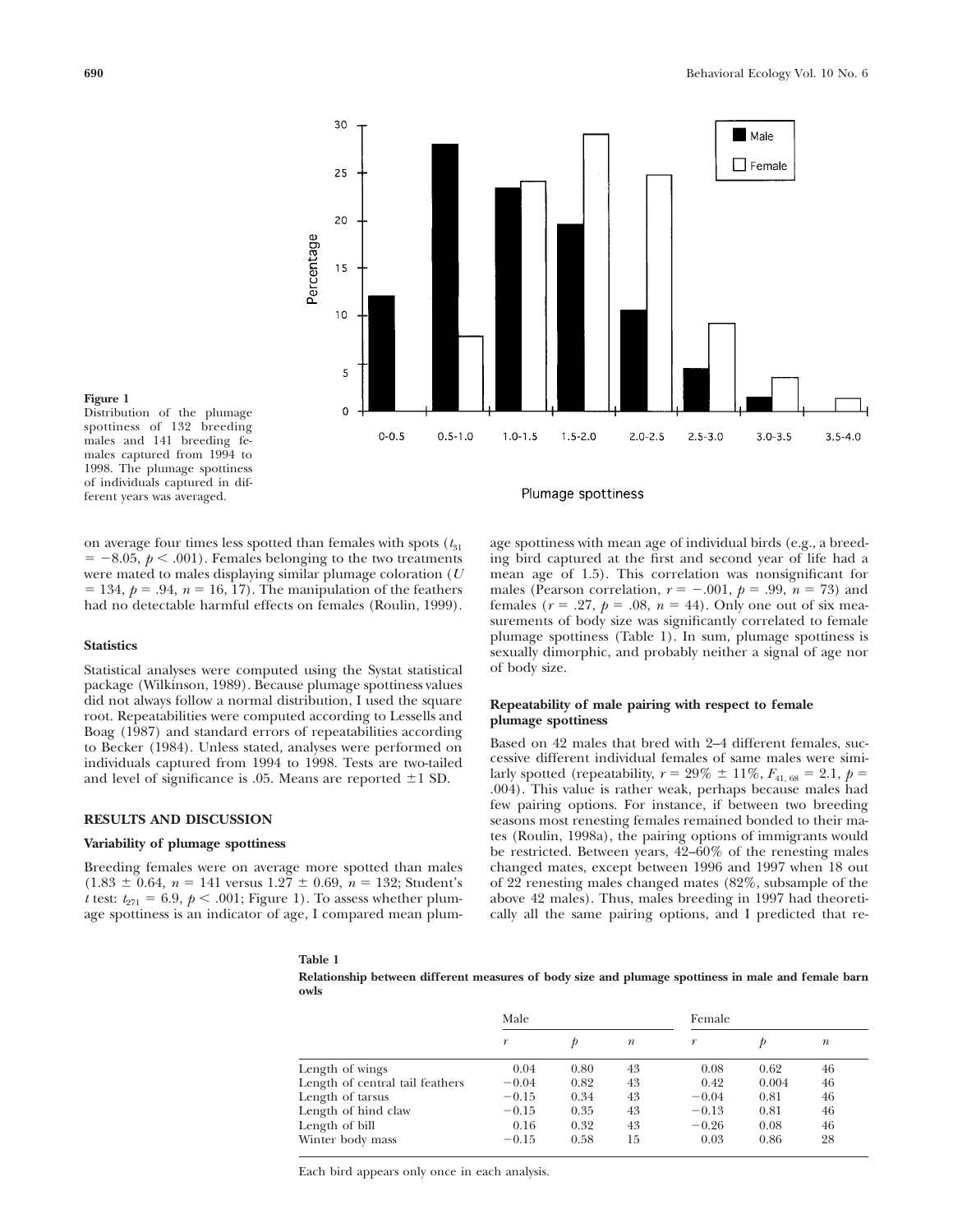**Figure 1**
Distribution of the plumage spottiness of 132 breeding males and 141 breeding females captured from 1994 to 1998. The plumage spottiness of individuals captured in different years was averaged.

on average four times less spotted than females with spots ($t_{31} = -8.05$, $p < .001$). Females belonging to the two treatments were mated to males displaying similar plumage coloration ($U = 134$, $p = .94$, $n = 16, 17$). The manipulation of the feathers had no detectable harmful effects on females (Roulin, 1999).

### Statistics

Statistical analyses were computed using the Systat statistical package (Wilkinson, 1989). Because plumage spottiness values did not always follow a normal distribution, I used the square root. Repeatabilities were computed according to Lessells and Boag (1987) and standard errors of repeatabilities according to Becker (1984). Unless stated, analyses were performed on individuals captured from 1994 to 1998. Tests are two-tailed and level of significance is .05. Means are reported ±1 SD.

## RESULTS AND DISCUSSION

### Variability of plumage spottiness

Breeding females were on average more spotted than males ($1.83 \pm 0.64$, $n = 141$ versus $1.27 \pm 0.69$, $n = 132$; Student's $t$ test: $t_{271} = 6.9$, $p < .001$; Figure 1). To assess whether plumage spottiness is an indicator of age, I compared mean plumage spottiness with mean age of individual birds (e.g., a breeding bird captured at the first and second year of life had a mean age of 1.5). This correlation was nonsignificant for males (Pearson correlation, $r = -.001$, $p = .99$, $n = 73$) and females ($r = .27$, $p = .08$, $n = 44$). Only one out of six measurements of body size was significantly correlated to female plumage spottiness (Table 1). In sum, plumage spottiness is sexually dimorphic, and probably neither a signal of age nor of body size.

### Repeatability of male pairing with respect to female plumage spottiness

Based on 42 males that bred with 2–4 different females, successive different individual females of same males were similarly spotted (repeatability, $r = 29\% \pm 11\%$, $F_{41, 68} = 2.1$, $p = .004$). This value is rather weak, perhaps because males had few pairing options. For instance, if between two breeding seasons most renesting females remained bonded to their mates (Roulin, 1998a), the pairing options of immigrants would be restricted. Between years, 42–60% of the renesting males changed mates, except between 1996 and 1997 when 18 out of 22 renesting males changed mates (82%, subsample of the above 42 males). Thus, males breeding in 1997 had theoretically all the same pairing options, and I predicted that re-

**Table 1**
**Relationship between different measures of body size and plumage spottiness in male and female barn owls**

| | Male | | | Female | | |
|---|---|---|---|---|---|---|
| | $r$ | $p$ | $n$ | $r$ | $p$ | $n$ |
| Length of wings | 0.04 | 0.80 | 43 | 0.08 | 0.62 | 46 |
| Length of central tail feathers | −0.04 | 0.82 | 43 | 0.42 | 0.004 | 46 |
| Length of tarsus | −0.15 | 0.34 | 43 | −0.04 | 0.81 | 46 |
| Length of hind claw | −0.15 | 0.35 | 43 | −0.13 | 0.81 | 46 |
| Length of bill | 0.16 | 0.32 | 43 | −0.26 | 0.08 | 46 |
| Winter body mass | −0.15 | 0.58 | 15 | 0.03 | 0.86 | 28 |

Each bird appears only once in each analysis.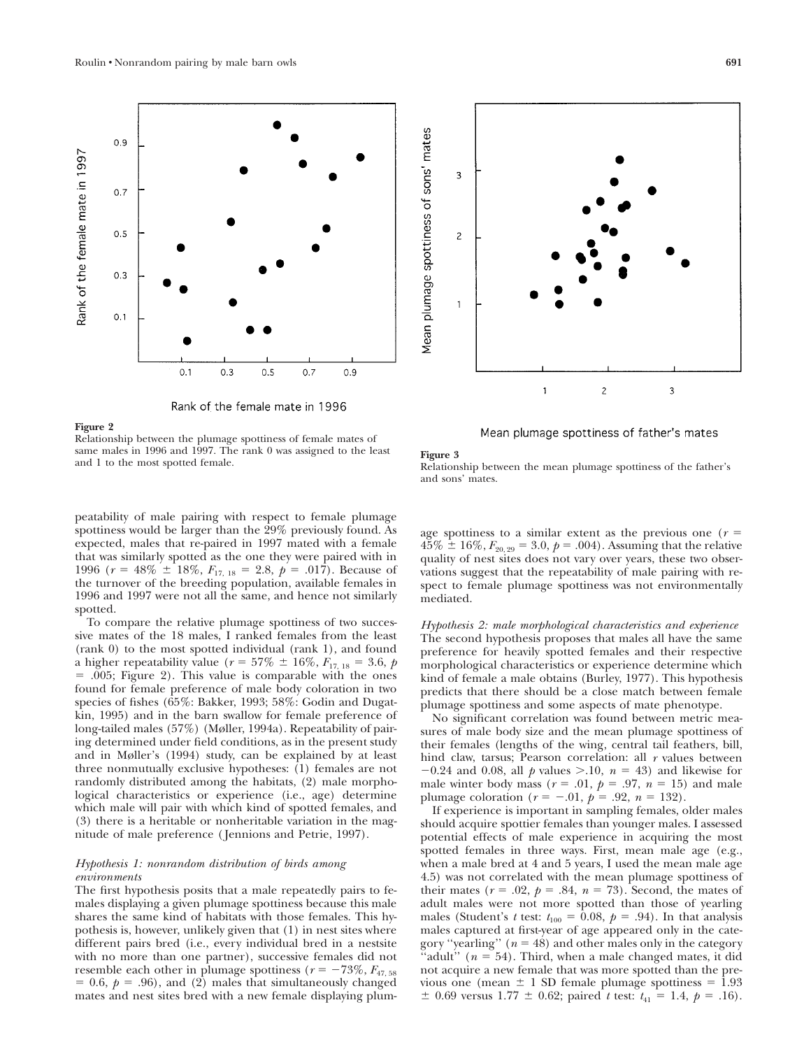Figure 2
Relationship between the plumage spottiness of female mates of same males in 1996 and 1997. The rank 0 was assigned to the least and 1 to the most spotted female.

Figure 3
Relationship between the mean plumage spottiness of the father's and sons' mates.

peatability of male pairing with respect to female plumage spottiness would be larger than the 29% previously found. As expected, males that re-paired in 1997 mated with a female that was similarly spotted as the one they were paired with in 1996 ($r$ = 48% ± 18%, $F_{17,\,18}$ = 2.8, $p$ = .017). Because of the turnover of the breeding population, available females in 1996 and 1997 were not all the same, and hence not similarly spotted.

To compare the relative plumage spottiness of two successive mates of the 18 males, I ranked females from the least (rank 0) to the most spotted individual (rank 1), and found a higher repeatability value ($r$ = 57% ± 16%, $F_{17,\,18}$ = 3.6, $p$ = .005; Figure 2). This value is comparable with the ones found for female preference of male body coloration in two species of fishes (65%: Bakker, 1993; 58%: Godin and Dugatkin, 1995) and in the barn swallow for female preference of long-tailed males (57%) (Møller, 1994a). Repeatability of pairing determined under field conditions, as in the present study and in Møller's (1994) study, can be explained by at least three nonmutually exclusive hypotheses: (1) females are not randomly distributed among the habitats, (2) male morphological characteristics or experience (i.e., age) determine which male will pair with which kind of spotted females, and (3) there is a heritable or nonheritable variation in the magnitude of male preference (Jennions and Petrie, 1997).

### *Hypothesis 1: nonrandom distribution of birds among environments*

The first hypothesis posits that a male repeatedly pairs to females displaying a given plumage spottiness because this male shares the same kind of habitats with those females. This hypothesis is, however, unlikely given that (1) in nest sites where different pairs bred (i.e., every individual bred in a nestsite with no more than one partner), successive females did not resemble each other in plumage spottiness ($r$ = −73%, $F_{47,\,58}$ = 0.6, $p$ = .96), and (2) males that simultaneously changed mates and nest sites bred with a new female displaying plumage spottiness to a similar extent as the previous one ($r$ = 45% ± 16%, $F_{20,\,29}$ = 3.0, $p$ = .004). Assuming that the relative quality of nest sites does not vary over years, these two observations suggest that the repeatability of male pairing with respect to female plumage spottiness was not environmentally mediated.

### *Hypothesis 2: male morphological characteristics and experience*

The second hypothesis proposes that males all have the same preference for heavily spotted females and their respective morphological characteristics or experience determine which kind of female a male obtains (Burley, 1977). This hypothesis predicts that there should be a close match between female plumage spottiness and some aspects of mate phenotype.

No significant correlation was found between metric measures of male body size and the mean plumage spottiness of their females (lengths of the wing, central tail feathers, bill, hind claw, tarsus; Pearson correlation: all $r$ values between −0.24 and 0.08, all $p$ values >.10, $n$ = 43) and likewise for male winter body mass ($r$ = .01, $p$ = .97, $n$ = 15) and male plumage coloration ($r$ = −.01, $p$ = .92, $n$ = 132).

If experience is important in sampling females, older males should acquire spottier females than younger males. I assessed potential effects of male experience in acquiring the most spotted females in three ways. First, mean male age (e.g., when a male bred at 4 and 5 years, I used the mean male age 4.5) was not correlated with the mean plumage spottiness of their mates ($r$ = .02, $p$ = .84, $n$ = 73). Second, the mates of adult males were not more spotted than those of yearling males (Student's $t$ test: $t_{100}$ = 0.08, $p$ = .94). In that analysis males captured at first-year of age appeared only in the category "yearling" ($n$ = 48) and other males only in the category "adult" ($n$ = 54). Third, when a male changed mates, it did not acquire a new female that was more spotted than the previous one (mean ± 1 SD female plumage spottiness = 1.93 ± 0.69 versus 1.77 ± 0.62; paired $t$ test: $t_{41}$ = 1.4, $p$ = .16).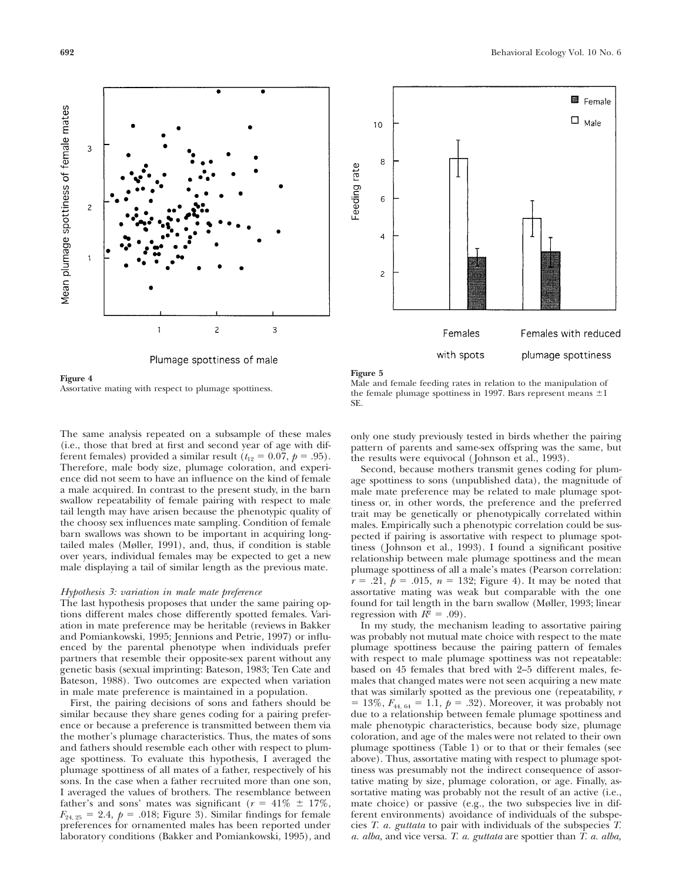**Figure 4**
Assortative mating with respect to plumage spottiness.

**Figure 5**
Male and female feeding rates in relation to the manipulation of the female plumage spottiness in 1997. Bars represent means ±1 SE.

The same analysis repeated on a subsample of these males (i.e., those that bred at first and second year of age with different females) provided a similar result ($t_{12} = 0.07$, $p = .95$). Therefore, male body size, plumage coloration, and experience did not seem to have an influence on the kind of female a male acquired. In contrast to the present study, in the barn swallow repeatability of female pairing with respect to male tail length may have arisen because the phenotypic quality of the choosy sex influences mate sampling. Condition of female barn swallows was shown to be important in acquiring long-tailed males (Møller, 1991), and, thus, if condition is stable over years, individual females may be expected to get a new male displaying a tail of similar length as the previous mate.

### *Hypothesis 3: variation in male mate preference*

The last hypothesis proposes that under the same pairing options different males chose differently spotted females. Variation in mate preference may be heritable (reviews in Bakker and Pomiankowski, 1995; Jennions and Petrie, 1997) or influenced by the parental phenotype when individuals prefer partners that resemble their opposite-sex parent without any genetic basis (sexual imprinting: Bateson, 1983; Ten Cate and Bateson, 1988). Two outcomes are expected when variation in male mate preference is maintained in a population.

First, the pairing decisions of sons and fathers should be similar because they share genes coding for a pairing preference or because a preference is transmitted between them via the mother's plumage characteristics. Thus, the mates of sons and fathers should resemble each other with respect to plumage spottiness. To evaluate this hypothesis, I averaged the plumage spottiness of all mates of a father, respectively of his sons. In the case when a father recruited more than one son, I averaged the values of brothers. The resemblance between father's and sons' mates was significant ($r = 41\% \pm 17\%$, $F_{24, 25} = 2.4$, $p = .018$; Figure 3). Similar findings for female preferences for ornamented males has been reported under laboratory conditions (Bakker and Pomiankowski, 1995), and only one study previously tested in birds whether the pairing pattern of parents and same-sex offspring was the same, but the results were equivocal (Johnson et al., 1993).

Second, because mothers transmit genes coding for plumage spottiness to sons (unpublished data), the magnitude of male mate preference may be related to male plumage spottiness or, in other words, the preference and the preferred trait may be genetically or phenotypically correlated within males. Empirically such a phenotypic correlation could be suspected if pairing is assortative with respect to plumage spottiness (Johnson et al., 1993). I found a significant positive relationship between male plumage spottiness and the mean plumage spottiness of all a male's mates (Pearson correlation: $r = .21$, $p = .015$, $n = 132$; Figure 4). It may be noted that assortative mating was weak but comparable with the one found for tail length in the barn swallow (Møller, 1993; linear regression with $R^2 = .09$).

In my study, the mechanism leading to assortative pairing was probably not mutual mate choice with respect to the mate plumage spottiness because the pairing pattern of females with respect to male plumage spottiness was not repeatable: based on 45 females that bred with 2–5 different males, females that changed mates were not seen acquiring a new mate that was similarly spotted as the previous one (repeatability, $r = 13\%$, $F_{44, 64} = 1.1$, $p = .32$). Moreover, it was probably not due to a relationship between female plumage spottiness and male phenotypic characteristics, because body size, plumage coloration, and age of the males were not related to their own plumage spottiness (Table 1) or to that or their females (see above). Thus, assortative mating with respect to plumage spottiness was presumably not the indirect consequence of assortative mating by size, plumage coloration, or age. Finally, assortative mating was probably not the result of an active (i.e., mate choice) or passive (e.g., the two subspecies live in different environments) avoidance of individuals of the subspecies *T. a. guttata* to pair with individuals of the subspecies *T. a. alba,* and vice versa. *T. a. guttata* are spottier than *T. a. alba,*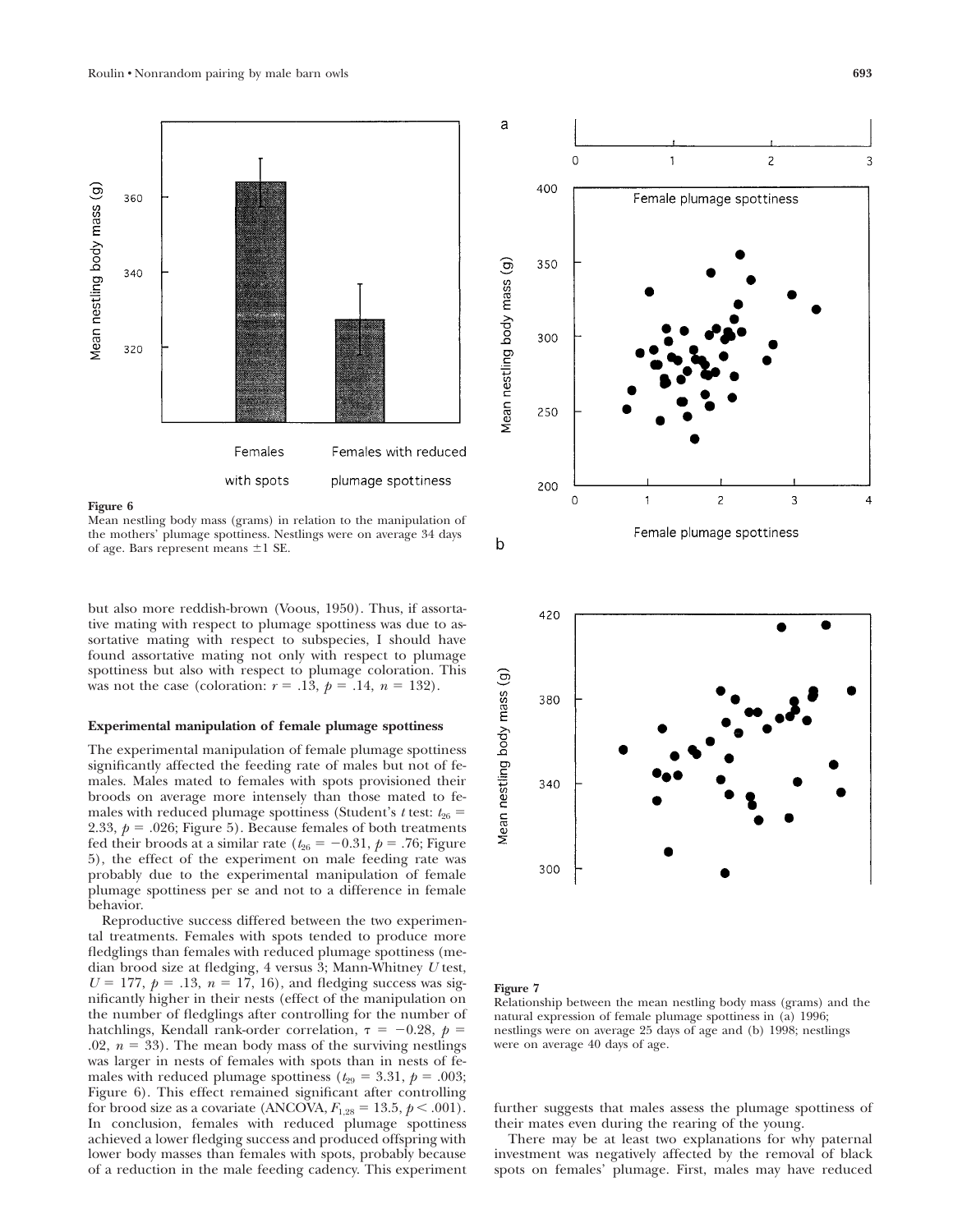Figure 6
Mean nestling body mass (grams) in relation to the manipulation of the mothers' plumage spottiness. Nestlings were on average 34 days of age. Bars represent means ±1 SE.

but also more reddish-brown (Voous, 1950). Thus, if assortative mating with respect to plumage spottiness was due to assortative mating with respect to subspecies, I should have found assortative mating not only with respect to plumage spottiness but also with respect to plumage coloration. This was not the case (coloration: $r = .13$, $p = .14$, $n = 132$).

### Experimental manipulation of female plumage spottiness

The experimental manipulation of female plumage spottiness significantly affected the feeding rate of males but not of females. Males mated to females with spots provisioned their broods on average more intensely than those mated to females with reduced plumage spottiness (Student's $t$ test: $t_{26} = 2.33$, $p = .026$; Figure 5). Because females of both treatments fed their broods at a similar rate ($t_{26} = -0.31$, $p = .76$; Figure 5), the effect of the experiment on male feeding rate was probably due to the experimental manipulation of female plumage spottiness per se and not to a difference in female behavior.

Reproductive success differed between the two experimental treatments. Females with spots tended to produce more fledglings than females with reduced plumage spottiness (median brood size at fledging, 4 versus 3; Mann-Whitney $U$ test, $U = 177$, $p = .13$, $n = 17$, 16), and fledging success was significantly higher in their nests (effect of the manipulation on the number of fledglings after controlling for the number of hatchlings, Kendall rank-order correlation, $\tau = -0.28$, $p = .02$, $n = 33$). The mean body mass of the surviving nestlings was larger in nests of females with spots than in nests of females with reduced plumage spottiness ($t_{29} = 3.31$, $p = .003$; Figure 6). This effect remained significant after controlling for brood size as a covariate (ANCOVA, $F_{1,28} = 13.5$, $p < .001$). In conclusion, females with reduced plumage spottiness achieved a lower fledging success and produced offspring with lower body masses than females with spots, probably because of a reduction in the male feeding cadency. This experiment further suggests that males assess the plumage spottiness of their mates even during the rearing of the young.

Figure 7
Relationship between the mean nestling body mass (grams) and the natural expression of female plumage spottiness in (a) 1996; nestlings were on average 25 days of age and (b) 1998; nestlings were on average 40 days of age.

There may be at least two explanations for why paternal investment was negatively affected by the removal of black spots on females' plumage. First, males may have reduced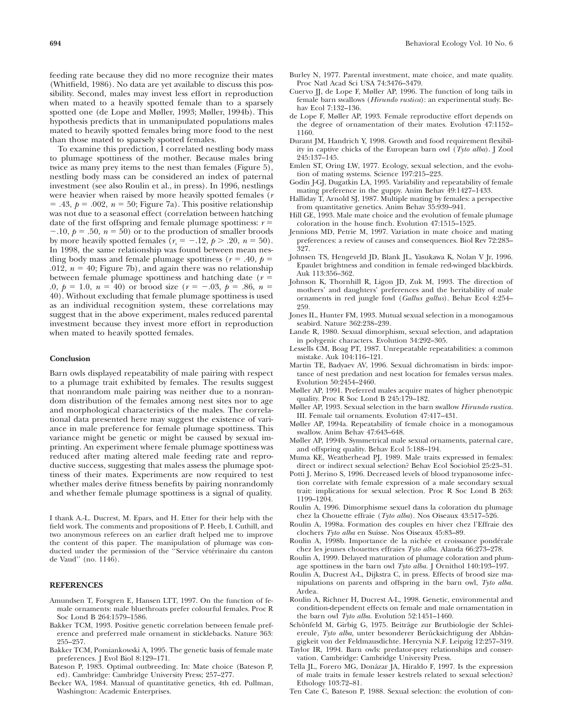feeding rate because they did no more recognize their mates (Whitfield, 1986). No data are yet available to discuss this possibility. Second, males may invest less effort in reproduction when mated to a heavily spotted female than to a sparsely spotted one (de Lope and Møller, 1993; Møller, 1994b). This hypothesis predicts that in unmanipulated populations males mated to heavily spotted females bring more food to the nest than those mated to sparsely spotted females.

To examine this prediction, I correlated nestling body mass to plumage spottiness of the mother. Because males bring twice as many prey items to the nest than females (Figure 5), nestling body mass can be considered an index of paternal investment (see also Roulin et al., in press). In 1996, nestlings were heavier when raised by more heavily spotted females ($r = .43$, $p = .002$, $n = 50$; Figure 7a). This positive relationship was not due to a seasonal effect (correlation between hatching date of the first offspring and female plumage spottiness: $r = -.10$, $p = .50$, $n = 50$) or to the production of smaller broods by more heavily spotted females ($r_s = -.12$, $p > .20$, $n = 50$). In 1998, the same relationship was found between mean nestling body mass and female plumage spottiness ($r = .40$, $p = .012$, $n = 40$; Figure 7b), and again there was no relationship between female plumage spottiness and hatching date ($r = .0$, $p = 1.0$, $n = 40$) or brood size ($r = -.03$, $p = .86$, $n = 40$). Without excluding that female plumage spottiness is used as an individual recognition system, these correlations may suggest that in the above experiment, males reduced parental investment because they invest more effort in reproduction when mated to heavily spotted females.

### Conclusion

Barn owls displayed repeatability of male pairing with respect to a plumage trait exhibited by females. The results suggest that nonrandom male pairing was neither due to a nonrandom distribution of the females among nest sites nor to age and morphological characteristics of the males. The correlational data presented here may suggest the existence of variance in male preference for female plumage spottiness. This variance might be genetic or might be caused by sexual imprinting. An experiment where female plumage spottiness was reduced after mating altered male feeding rate and reproductive success, suggesting that males assess the plumage spottiness of their mates. Experiments are now required to test whether males derive fitness benefits by pairing nonrandomly and whether female plumage spottiness is a signal of quality.

I thank A.-L. Ducrest, M. Epars, and H. Etter for their help with the field work. The comments and propositions of P. Heeb, I. Cuthill, and two anonymous referees on an earlier draft helped me to improve the content of this paper. The manipulation of plumage was conducted under the permission of the "Service vétérinaire du canton de Vaud" (no. 1146).

## REFERENCES

Amundsen T, Forsgren E, Hansen LTT, 1997. On the function of female ornaments: male bluethroats prefer colourful females. Proc R Soc Lond B 264:1579–1586.

Bakker TCM, 1993. Positive genetic correlation between female preference and preferred male ornament in sticklebacks. Nature 363: 255–257.

Bakker TCM, Pomiankowski A, 1995. The genetic basis of female mate preferences. J Evol Biol 8:129–171.

Bateson P, 1983. Optimal outbreeding. In: Mate choice (Bateson P, ed). Cambridge: Cambridge University Press; 257–277.

Becker WA, 1984. Manual of quantitative genetics, 4th ed. Pullman, Washington: Academic Enterprises.

Burley N, 1977. Parental investment, mate choice, and mate quality. Proc Natl Acad Sci USA 74:3476–3479.

Cuervo JJ, de Lope F, Møller AP, 1996. The function of long tails in female barn swallows (*Hirundo rustica*): an experimental study. Behav Ecol 7:132–136.

de Lope F, Møller AP, 1993. Female reproductive effort depends on the degree of ornamentation of their mates. Evolution 47:1152–1160.

Durant JM, Handrich Y, 1998. Growth and food requirement flexibility in captive chicks of the European barn owl (*Tyto alba*). J Zool 245:137–145.

Emlen ST, Oring LW, 1977. Ecology, sexual selection, and the evolution of mating systems. Science 197:215–223.

Godin J-GJ, Dugatkin LA, 1995. Variability and repeatability of female mating preference in the guppy. Anim Behav 49:1427–1433.

Halliday T, Arnold SJ, 1987. Multiple mating by females: a perspective from quantitative genetics. Anim Behav 35:939–941.

Hill GE, 1993. Male mate choice and the evolution of female plumage coloration in the house finch. Evolution 47:1515–1525.

Jennions MD, Petrie M, 1997. Variation in mate choice and mating preferences: a review of causes and consequences. Biol Rev 72:283–327.

Johnsen TS, Hengeveld JD, Blank JL, Yasukawa K, Nolan V Jr, 1996. Epaulet brightness and condition in female red-winged blackbirds. Auk 113:356–362.

Johnson K, Thornhill R, Ligon JD, Zuk M, 1993. The direction of mothers' and daughters' preferences and the heritability of male ornaments in red jungle fowl (*Gallus gallus*). Behav Ecol 4:254–259.

Jones IL, Hunter FM, 1993. Mutual sexual selection in a monogamous seabird. Nature 362:238–239.

Lande R, 1980. Sexual dimorphism, sexual selection, and adaptation in polygenic characters. Evolution 34:292–305.

Lessells CM, Boag PT, 1987. Unrepeatable repeatabilities: a common mistake. Auk 104:116–121.

Martin TE, Badyaev AV, 1996. Sexual dichromatism in birds: importance of nest predation and nest location for females versus males. Evolution 50:2454–2460.

Møller AP, 1991. Preferred males acquire mates of higher phenotypic quality. Proc R Soc Lond B 245:179–182.

Møller AP, 1993. Sexual selection in the barn swallow *Hirundo rustica*. III. Female tail ornaments. Evolution 47:417–431.

Møller AP, 1994a. Repeatability of female choice in a monogamous swallow. Anim Behav 47:643–648.

Møller AP, 1994b. Symmetrical male sexual ornaments, paternal care, and offspring quality. Behav Ecol 5:188–194.

Muma KE, Weatherhead PJ, 1989. Male traits expressed in females: direct or indirect sexual selection? Behav Ecol Sociobiol 25:23–31.

Potti J, Merino S, 1996. Decreased levels of blood trypanosome infection correlate with female expression of a male secondary sexual trait: implications for sexual selection. Proc R Soc Lond B 263: 1199–1204.

Roulin A, 1996. Dimorphisme sexuel dans la coloration du plumage chez la Chouette effraie (*Tyto alba*). Nos Oiseaux 43:517–526.

Roulin A, 1998a. Formation des couples en hiver chez l'Effraie des clochers *Tyto alba* en Suisse. Nos Oiseaux 45:83–89.

Roulin A, 1998b. Importance de la nichée et croissance pondérale chez les jeunes chouettes effraies *Tyto alba*. Alauda 66:273–278.

Roulin A, 1999. Delayed maturation of plumage coloration and plumage spottiness in the barn owl *Tyto alba*. J Ornithol 140:193–197.

Roulin A, Ducrest A-L, Dijkstra C, in press. Effects of brood size manipulations on parents and offspring in the barn owl, *Tyto alba*. Ardea.

Roulin A, Richner H, Ducrest A-L, 1998. Genetic, environmental and condition-dependent effects on female and male ornamentation in the barn owl *Tyto alba*. Evolution 52:1451–1460.

Schönfeld M, Girbig G, 1975. Beiträge zur Brutbiologie der Schleiereule, *Tyto alba*, unter besonderer Berücksichtigung der Abhängigkeit von der Feldmausdichte. Hercynia N.F. Leipzig 12:257–319.

Taylor IR, 1994. Barn owls: predator-prey relationships and conservation. Cambridge: Cambridge University Press.

Tella JL, Forero MG, Donázar JA, Hiraldo F, 1997. Is the expression of male traits in female lesser kestrels related to sexual selection? Ethology 103:72–81.

Ten Cate C, Bateson P, 1988. Sexual selection: the evolution of con-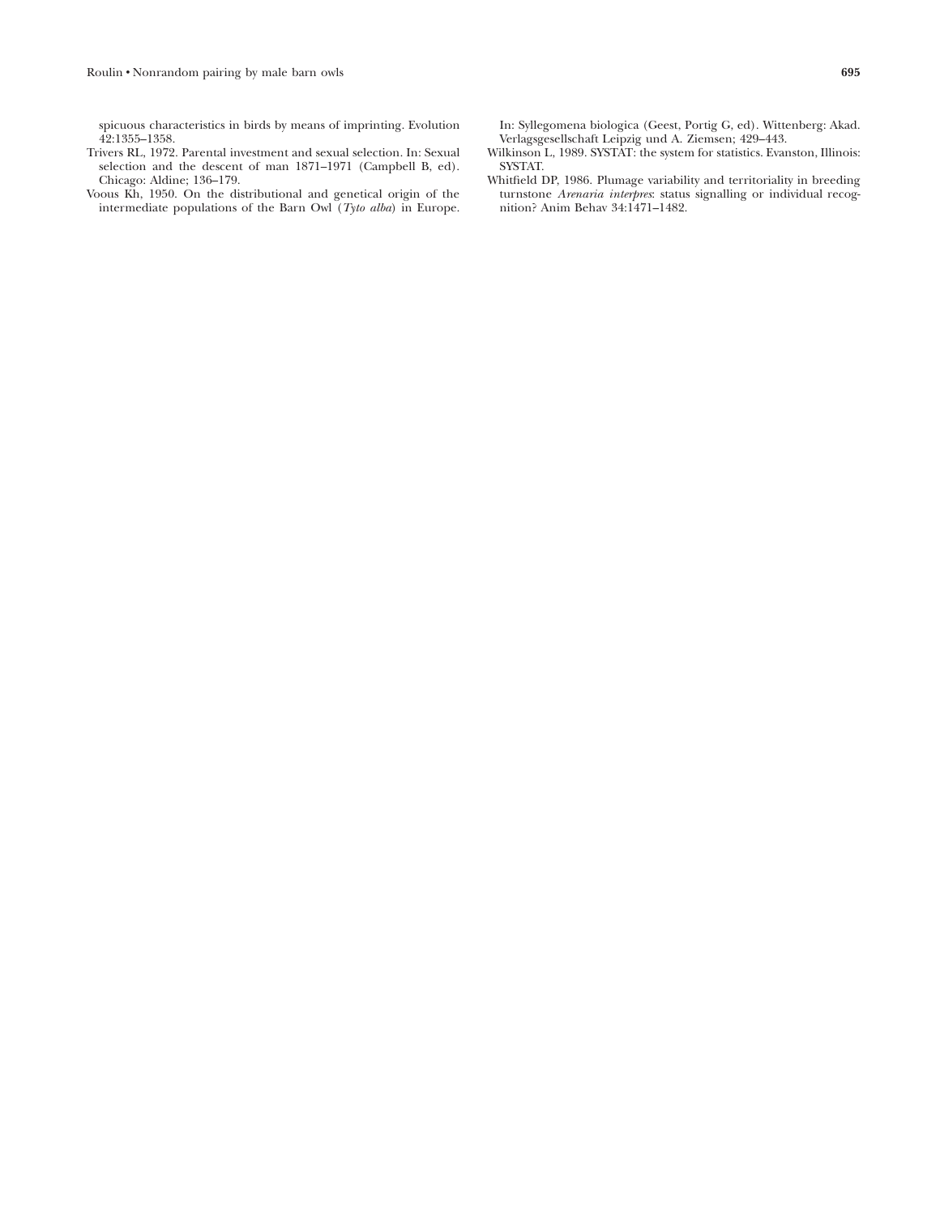spicuous characteristics in birds by means of imprinting. Evolution 42:1355–1358.

Trivers RL, 1972. Parental investment and sexual selection. In: Sexual selection and the descent of man 1871–1971 (Campbell B, ed). Chicago: Aldine; 136–179.

Voous Kh, 1950. On the distributional and genetical origin of the intermediate populations of the Barn Owl (*Tyto alba*) in Europe. In: Syllegomena biologica (Geest, Portig G, ed). Wittenberg: Akad. Verlagsgesellschaft Leipzig und A. Ziemsen; 429–443.

Wilkinson L, 1989. SYSTAT: the system for statistics. Evanston, Illinois: SYSTAT.

Whitfield DP, 1986. Plumage variability and territoriality in breeding turnstone *Arenaria interpres*: status signalling or individual recognition? Anim Behav 34:1471–1482.